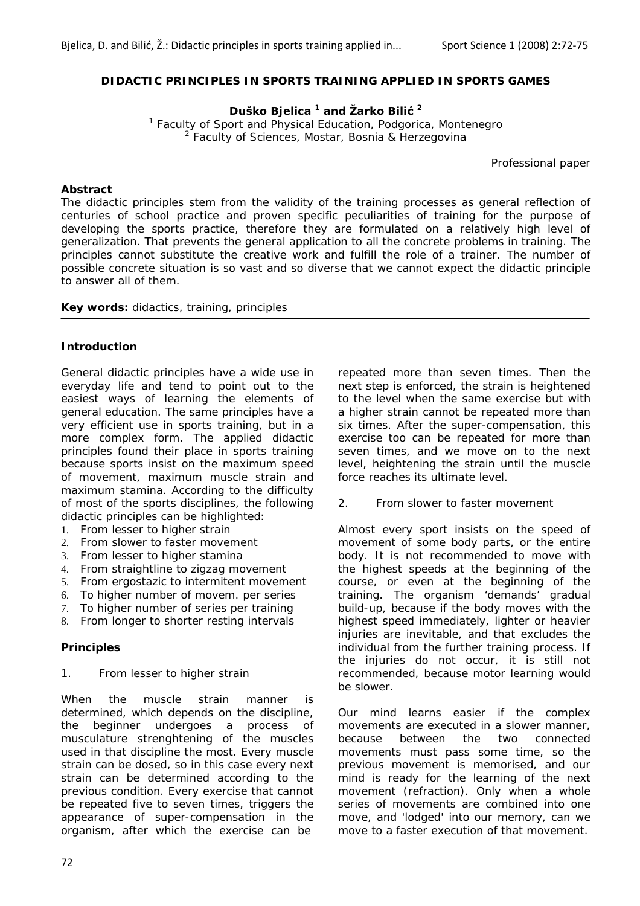# DIDACTIC PRINCIPLES IN SPORTS TRAINING APPLIED IN SPORTS GAMES

**Duško Bjelica [1] and Žarko Bilić [2]**

[1] Faculty of Sport and Physical Education, Podgorica, Montenegro
[2] Faculty of Sciences, Mostar, Bosnia & Herzegovina

*Professional paper*

**Abstract**

The didactic principles stem from the validity of the training processes as general reflection of centuries of school practice and proven specific peculiarities of training for the purpose of developing the sports practice, therefore they are formulated on a relatively high level of generalization. That prevents the general application to all the concrete problems in training. The principles cannot substitute the creative work and fulfill the role of a trainer. The number of possible concrete situation is so vast and so diverse that we cannot expect the didactic principle to answer all of them.

**Key words:** didactics, training, principles

## Introduction

General didactic principles have a wide use in everyday life and tend to point out to the easiest ways of learning the elements of general education. The same principles have a very efficient use in sports training, but in a more complex form. The applied didactic principles found their place in sports training because sports insist on the maximum speed of movement, maximum muscle strain and maximum stamina. According to the difficulty of most of the sports disciplines, the following didactic principles can be highlighted:

1. From lesser to higher strain
2. From slower to faster movement
3. From lesser to higher stamina
4. From straightline to zigzag movement
5. From ergostazic to intermitent movement
6. To higher number of movem. per series
7. To higher number of series per training
8. From longer to shorter resting intervals

## Principles

1. From lesser to higher strain

When the muscle strain manner is determined, which depends on the discipline, the beginner undergoes a process of musculature strenghtening of the muscles used in that discipline the most. Every muscle strain can be dosed, so in this case every next strain can be determined according to the previous condition. Every exercise that cannot be repeated five to seven times, triggers the appearance of super-compensation in the organism, after which the exercise can be repeated more than seven times. Then the next step is enforced, the strain is heightened to the level when the same exercise but with a higher strain cannot be repeated more than six times. After the super-compensation, this exercise too can be repeated for more than seven times, and we move on to the next level, heightening the strain until the muscle force reaches its ultimate level.

2. From slower to faster movement

Almost every sport insists on the speed of movement of some body parts, or the entire body. It is not recommended to move with the highest speeds at the beginning of the course, or even at the beginning of the training. The organism 'demands' gradual build-up, because if the body moves with the highest speed immediately, lighter or heavier injuries are inevitable, and that excludes the individual from the further training process. If the injuries do not occur, it is still not recommended, because motor learning would be slower.

Our mind learns easier if the complex movements are executed in a slower manner, because between the two connected movements must pass some time, so the previous movement is memorised, and our mind is ready for the learning of the next movement (refraction). Only when a whole series of movements are combined into one move, and 'lodged' into our memory, can we move to a faster execution of that movement.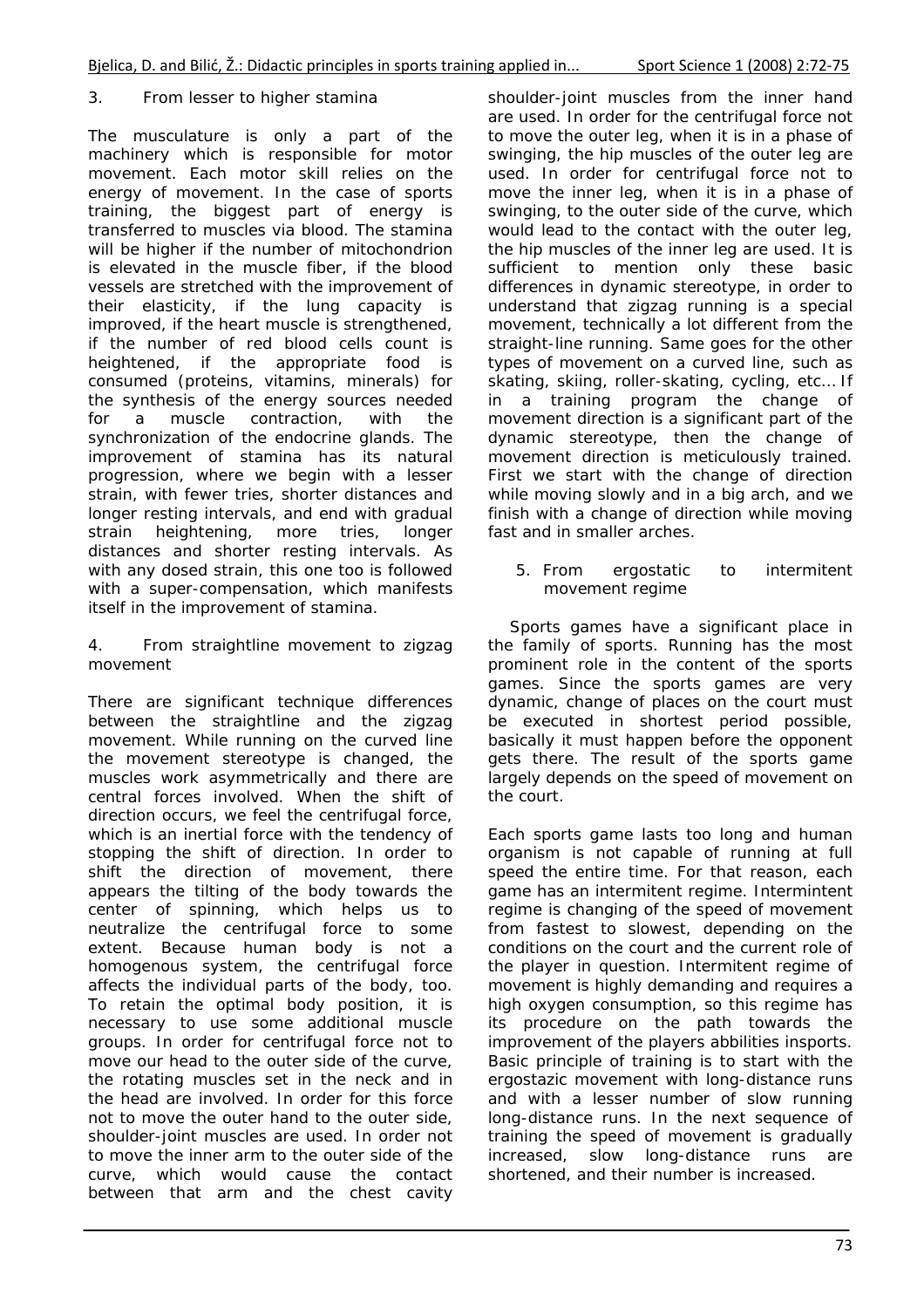### 3. From lesser to higher stamina

The musculature is only a part of the machinery which is responsible for motor movement. Each motor skill relies on the energy of movement. In the case of sports training, the biggest part of energy is transferred to muscles via blood. The stamina will be higher if the number of mitochondrion is elevated in the muscle fiber, if the blood vessels are stretched with the improvement of their elasticity, if the lung capacity is improved, if the heart muscle is strengthened, if the number of red blood cells count is heightened, if the appropriate food is consumed (proteins, vitamins, minerals) for the synthesis of the energy sources needed for a muscle contraction, with the synchronization of the endocrine glands. The improvement of stamina has its natural progression, where we begin with a lesser strain, with fewer tries, shorter distances and longer resting intervals, and end with gradual strain heightening, more tries, longer distances and shorter resting intervals. As with any dosed strain, this one too is followed with a super-compensation, which manifests itself in the improvement of stamina.

### 4. From straightline movement to zigzag movement

There are significant technique differences between the straightline and the zigzag movement. While running on the curved line the movement stereotype is changed, the muscles work asymmetrically and there are central forces involved. When the shift of direction occurs, we feel the centrifugal force, which is an inertial force with the tendency of stopping the shift of direction. In order to shift the direction of movement, there appears the tilting of the body towards the center of spinning, which helps us to neutralize the centrifugal force to some extent. Because human body is not a homogenous system, the centrifugal force affects the individual parts of the body, too. To retain the optimal body position, it is necessary to use some additional muscle groups. In order for centrifugal force not to move our head to the outer side of the curve, the rotating muscles set in the neck and in the head are involved. In order for this force not to move the outer hand to the outer side, shoulder-joint muscles are used. In order not to move the inner arm to the outer side of the curve, which would cause the contact between that arm and the chest cavity shoulder-joint muscles from the inner hand are used. In order for the centrifugal force not to move the outer leg, when it is in a phase of swinging, the hip muscles of the outer leg are used. In order for centrifugal force not to move the inner leg, when it is in a phase of swinging, to the outer side of the curve, which would lead to the contact with the outer leg, the hip muscles of the inner leg are used. It is sufficient to mention only these basic differences in dynamic stereotype, in order to understand that zigzag running is a special movement, technically a lot different from the straight-line running. Same goes for the other types of movement on a curved line, such as skating, skiing, roller-skating, cycling, etc... If in a training program the change of movement direction is a significant part of the dynamic stereotype, then the change of movement direction is meticulously trained. First we start with the change of direction while moving slowly and in a big arch, and we finish with a change of direction while moving fast and in smaller arches.

### 5. From ergostatic to intermitent movement regime

Sports games have a significant place in the family of sports. Running has the most prominent role in the content of the sports games. Since the sports games are very dynamic, change of places on the court must be executed in shortest period possible, basically it must happen before the opponent gets there. The result of the sports game largely depends on the speed of movement on the court.

Each sports game lasts too long and human organism is not capable of running at full speed the entire time. For that reason, each game has an intermitent regime. Intermintent regime is changing of the speed of movement from fastest to slowest, depending on the conditions on the court and the current role of the player in question. Intermitent regime of movement is highly demanding and requires a high oxygen consumption, so this regime has its procedure on the path towards the improvement of the players abbilities insports. Basic principle of training is to start with the ergostazic movement with long-distance runs and with a lesser number of slow running long-distance runs. In the next sequence of training the speed of movement is gradually increased, slow long-distance runs are shortened, and their number is increased.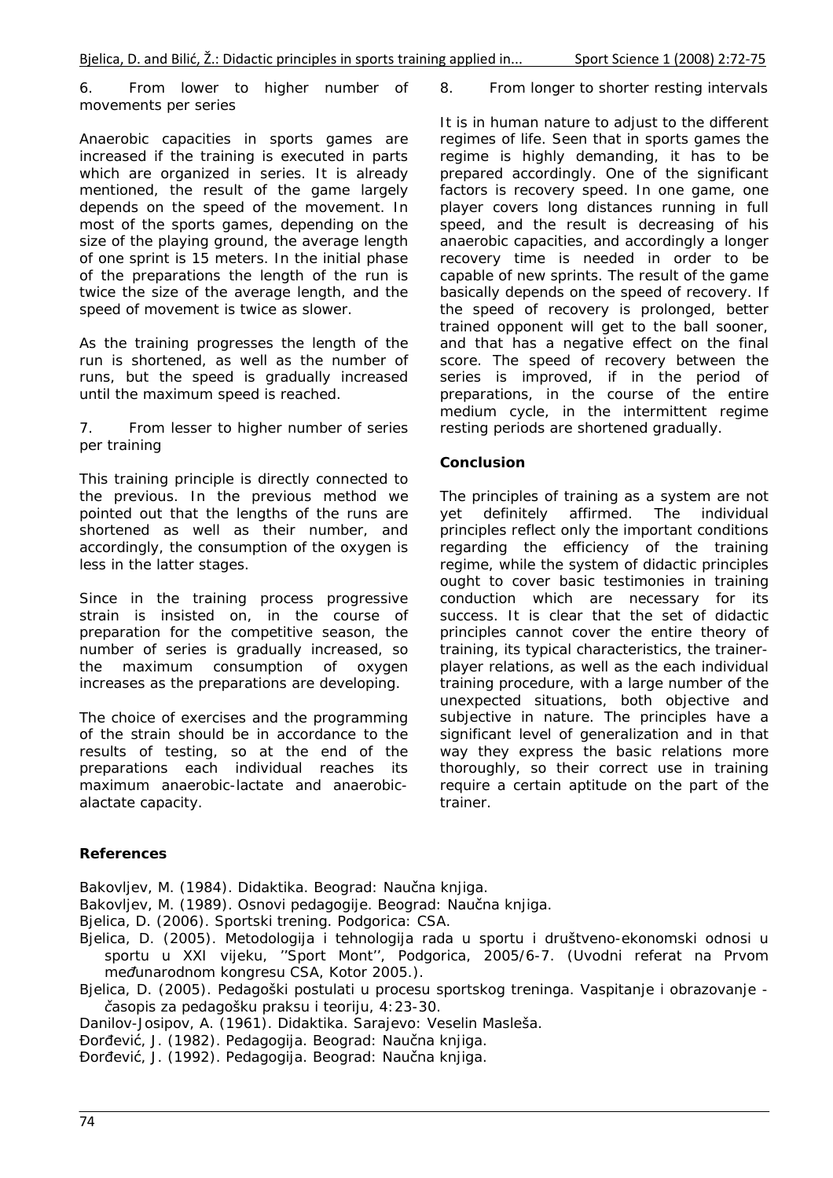6. From lower to higher number of movements per series

Anaerobic capacities in sports games are increased if the training is executed in parts which are organized in series. It is already mentioned, the result of the game largely depends on the speed of the movement. In most of the sports games, depending on the size of the playing ground, the average length of one sprint is 15 meters. In the initial phase of the preparations the length of the run is twice the size of the average length, and the speed of movement is twice as slower.

As the training progresses the length of the run is shortened, as well as the number of runs, but the speed is gradually increased until the maximum speed is reached.

7. From lesser to higher number of series per training

This training principle is directly connected to the previous. In the previous method we pointed out that the lengths of the runs are shortened as well as their number, and accordingly, the consumption of the oxygen is less in the latter stages.

Since in the training process progressive strain is insisted on, in the course of preparation for the competitive season, the number of series is gradually increased, so the maximum consumption of oxygen increases as the preparations are developing.

The choice of exercises and the programming of the strain should be in accordance to the results of testing, so at the end of the preparations each individual reaches its maximum anaerobic-lactate and anaerobic-alactate capacity.

8. From longer to shorter resting intervals

It is in human nature to adjust to the different regimes of life. Seen that in sports games the regime is highly demanding, it has to be prepared accordingly. One of the significant factors is recovery speed. In one game, one player covers long distances running in full speed, and the result is decreasing of his anaerobic capacities, and accordingly a longer recovery time is needed in order to be capable of new sprints. The result of the game basically depends on the speed of recovery. If the speed of recovery is prolonged, better trained opponent will get to the ball sooner, and that has a negative effect on the final score. The speed of recovery between the series is improved, if in the period of preparations, in the course of the entire medium cycle, in the intermittent regime resting periods are shortened gradually.

## Conclusion

The principles of training as a system are not yet definitely affirmed. The individual principles reflect only the important conditions regarding the efficiency of the training regime, while the system of didactic principles ought to cover basic testimonies in training conduction which are necessary for its success. It is clear that the set of didactic principles cannot cover the entire theory of training, its typical characteristics, the trainer-player relations, as well as the each individual training procedure, with a large number of the unexpected situations, both objective and subjective in nature. The principles have a significant level of generalization and in that way they express the basic relations more thoroughly, so their correct use in training require a certain aptitude on the part of the trainer.

## References

Bakovljev, M. (1984). Didaktika. Beograd: Naučna knjiga.

Bakovljev, M. (1989). Osnovi pedagogije. Beograd: Naučna knjiga.

Bjelica, D. (2006). Sportski trening. Podgorica: CSA.

Bjelica, D. (2005). Metodologija i tehnologija rada u sportu i društveno-ekonomski odnosi u sportu u XXI vijeku, ''Sport Mont'', Podgorica, 2005/6-7. (Uvodni referat na Prvom međunarodnom kongresu CSA, Kotor 2005.).

Bjelica, D. (2005). Pedagoški postulati u procesu sportskog treninga. Vaspitanje i obrazovanje - časopis za pedagošku praksu i teoriju, 4:23-30.

Danilov-Josipov, A. (1961). Didaktika. Sarajevo: Veselin Masleša.

Đorđević, J. (1982). Pedagogija. Beograd: Naučna knjiga.

Đorđević, J. (1992). Pedagogija. Beograd: Naučna knjiga.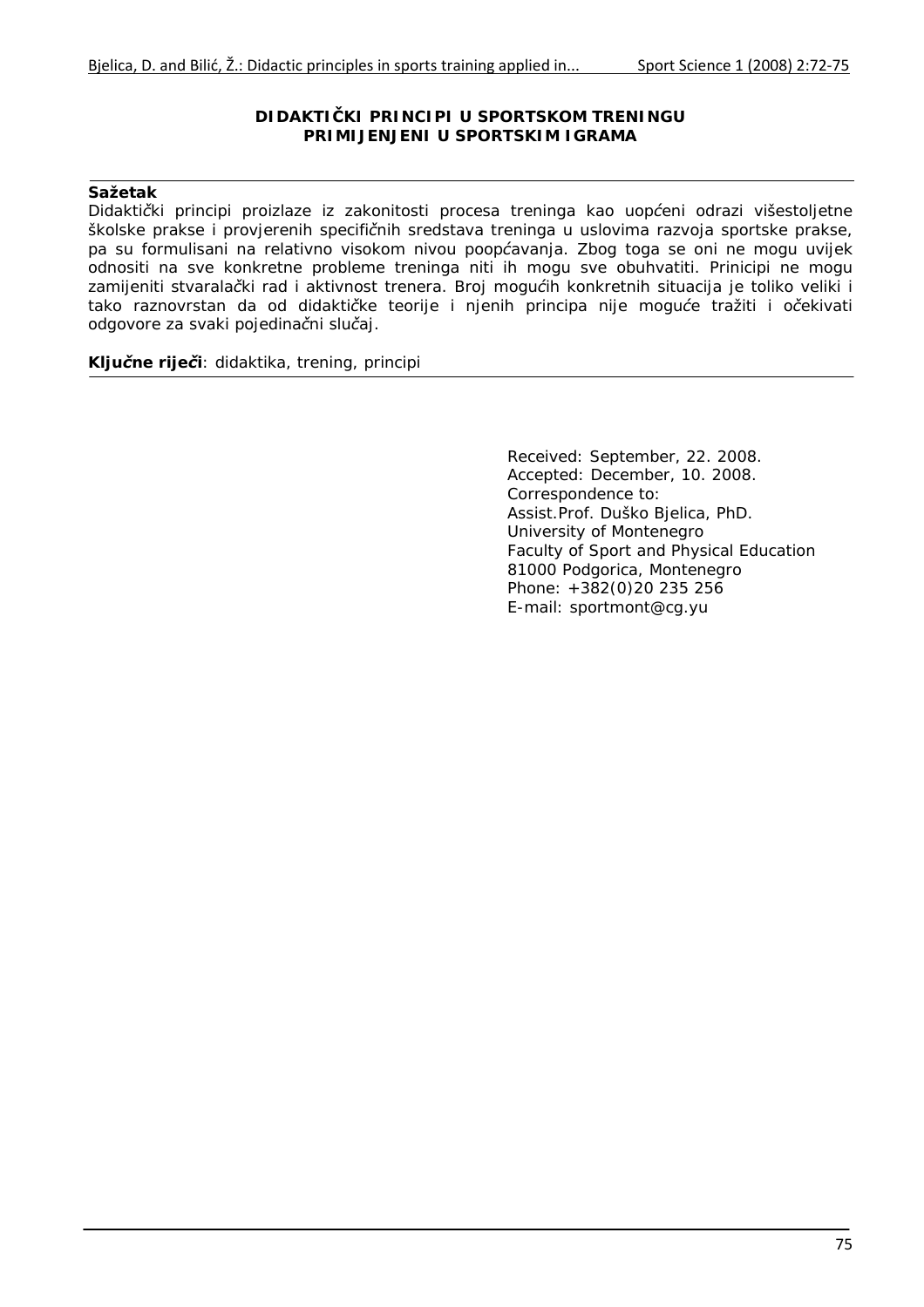# DIDAKTIČKI PRINCIPI U SPORTSKOM TRENINGU PRIMIJENJENI U SPORTSKIM IGRAMA

**Sažetak**

Didaktički principi proizlaze iz zakonitosti procesa treninga kao uopćeni odrazi višestoljetne školske prakse i provjerenih specifičnih sredstava treninga u uslovima razvoja sportske prakse, pa su formulisani na relativno visokom nivou poopćavanja. Zbog toga se oni ne mogu uvijek odnositi na sve konkretne probleme treninga niti ih mogu sve obuhvatiti. Prinicipi ne mogu zamijeniti stvaralački rad i aktivnost trenera. Broj mogućih konkretnih situacija je toliko veliki i tako raznovrstan da od didaktičke teorije i njenih principa nije moguće tražiti i očekivati odgovore za svaki pojedinačni slučaj.

**Ključne riječi**: didaktika, trening, principi

Received: September, 22. 2008.
Accepted: December, 10. 2008.
Correspondence to:
Assist.Prof. Duško Bjelica, PhD.
University of Montenegro
Faculty of Sport and Physical Education
81000 Podgorica, Montenegro
Phone: +382(0)20 235 256
E-mail: sportmont@cg.yu